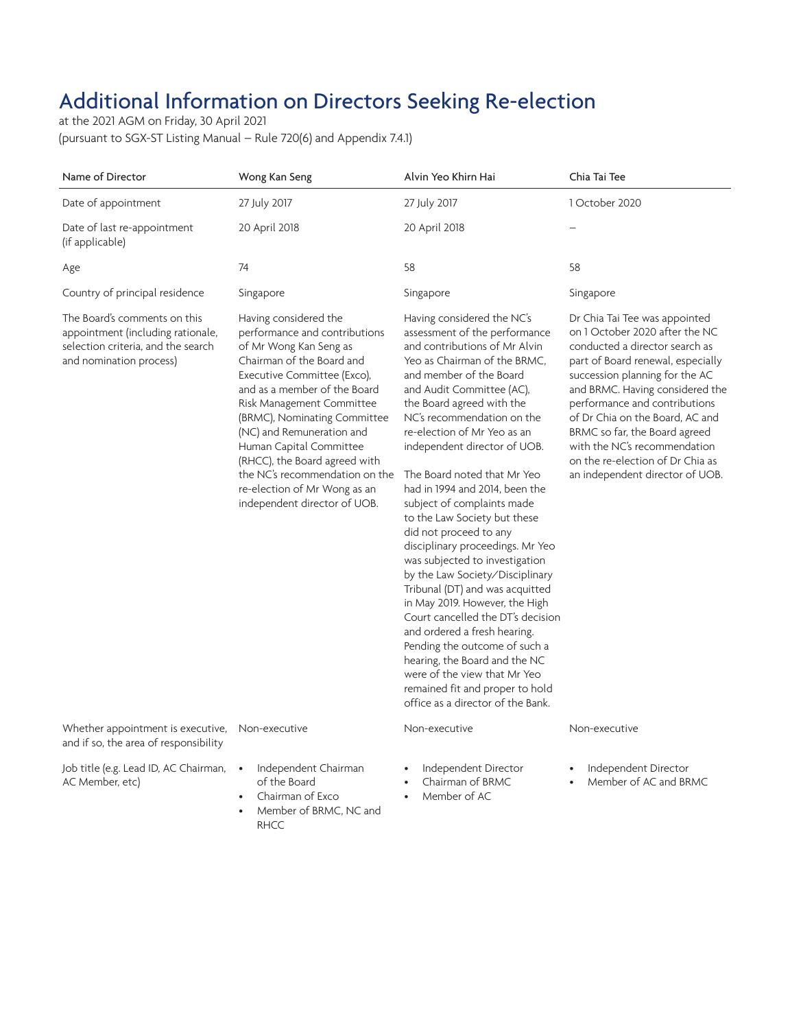# Additional Information on Directors Seeking Re-election

at the 2021 AGM on Friday, 30 April 2021
(pursuant to SGX-ST Listing Manual – Rule 720(6) and Appendix 7.4.1)

| Name of Director | Wong Kan Seng | Alvin Yeo Khirn Hai | Chia Tai Tee |
|---|---|---|---|
| Date of appointment | 27 July 2017 | 27 July 2017 | 1 October 2020 |
| Date of last re-appointment (if applicable) | 20 April 2018 | 20 April 2018 | – |
| Age | 74 | 58 | 58 |
| Country of principal residence | Singapore | Singapore | Singapore |
| The Board's comments on this appointment (including rationale, selection criteria, and the search and nomination process) | Having considered the performance and contributions of Mr Wong Kan Seng as Chairman of the Board and Executive Committee (Exco), and as a member of the Board Risk Management Committee (BRMC), Nominating Committee (NC) and Remuneration and Human Capital Committee (RHCC), the Board agreed with the NC's recommendation on the re-election of Mr Wong as an independent director of UOB. | Having considered the NC's assessment of the performance and contributions of Mr Alvin Yeo as Chairman of the BRMC, and member of the Board and Audit Committee (AC), the Board agreed with the NC's recommendation on the re-election of Mr Yeo as an independent director of UOB.<br><br>The Board noted that Mr Yeo had in 1994 and 2014, been the subject of complaints made to the Law Society but these did not proceed to any disciplinary proceedings. Mr Yeo was subjected to investigation by the Law Society/Disciplinary Tribunal (DT) and was acquitted in May 2019. However, the High Court cancelled the DT's decision and ordered a fresh hearing. Pending the outcome of such a hearing, the Board and the NC were of the view that Mr Yeo remained fit and proper to hold office as a director of the Bank. | Dr Chia Tai Tee was appointed on 1 October 2020 after the NC conducted a director search as part of Board renewal, especially succession planning for the AC and BRMC. Having considered the performance and contributions of Dr Chia on the Board, AC and BRMC so far, the Board agreed with the NC's recommendation on the re-election of Dr Chia as an independent director of UOB. |
| Whether appointment is executive, and if so, the area of responsibility | Non-executive | Non-executive | Non-executive |
| Job title (e.g. Lead ID, AC Chairman, AC Member, etc) | • Independent Chairman of the Board<br>• Chairman of Exco<br>• Member of BRMC, NC and RHCC | • Independent Director<br>• Chairman of BRMC<br>• Member of AC | • Independent Director<br>• Member of AC and BRMC |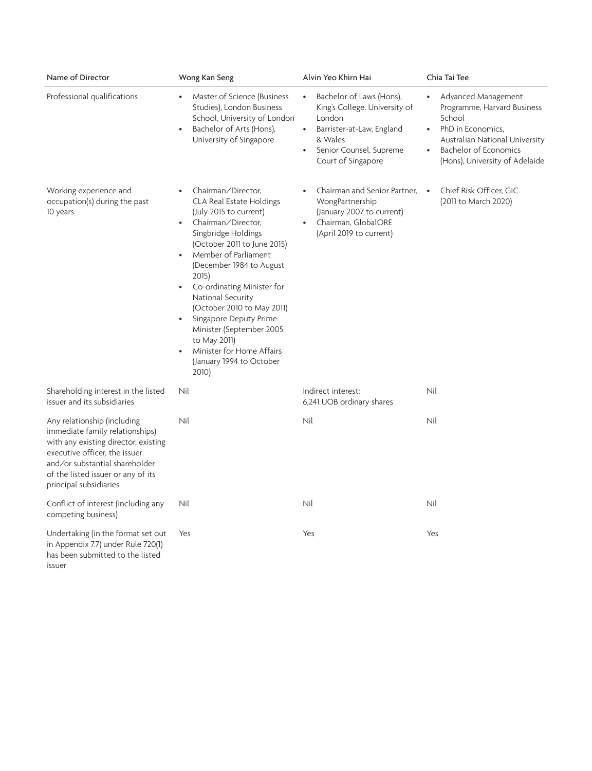| Name of Director | Wong Kan Seng | Alvin Yeo Khirn Hai | Chia Tai Tee |
|---|---|---|---|
| Professional qualifications | • Master of Science (Business Studies), London Business School, University of London<br>• Bachelor of Arts (Hons), University of Singapore | • Bachelor of Laws (Hons), King's College, University of London<br>• Barrister-at-Law, England & Wales<br>• Senior Counsel, Supreme Court of Singapore | • Advanced Management Programme, Harvard Business School<br>• PhD in Economics, Australian National University<br>• Bachelor of Economics (Hons), University of Adelaide |
| Working experience and occupation(s) during the past 10 years | • Chairman/Director, CLA Real Estate Holdings (July 2015 to current)<br>• Chairman/Director, Singbridge Holdings (October 2011 to June 2015)<br>• Member of Parliament (December 1984 to August 2015)<br>• Co-ordinating Minister for National Security (October 2010 to May 2011)<br>• Singapore Deputy Prime Minister (September 2005 to May 2011)<br>• Minister for Home Affairs (January 1994 to October 2010) | • Chairman and Senior Partner, WongPartnership (January 2007 to current)<br>• Chairman, GlobalORE (April 2019 to current) | • Chief Risk Officer, GIC (2011 to March 2020) |
| Shareholding interest in the listed issuer and its subsidiaries | Nil | Indirect interest: 6,241 UOB ordinary shares | Nil |
| Any relationship (including immediate family relationships) with any existing director, existing executive officer, the issuer and/or substantial shareholder of the listed issuer or any of its principal subsidiaries | Nil | Nil | Nil |
| Conflict of interest (including any competing business) | Nil | Nil | Nil |
| Undertaking (in the format set out in Appendix 7.7) under Rule 720(1) has been submitted to the listed issuer | Yes | Yes | Yes |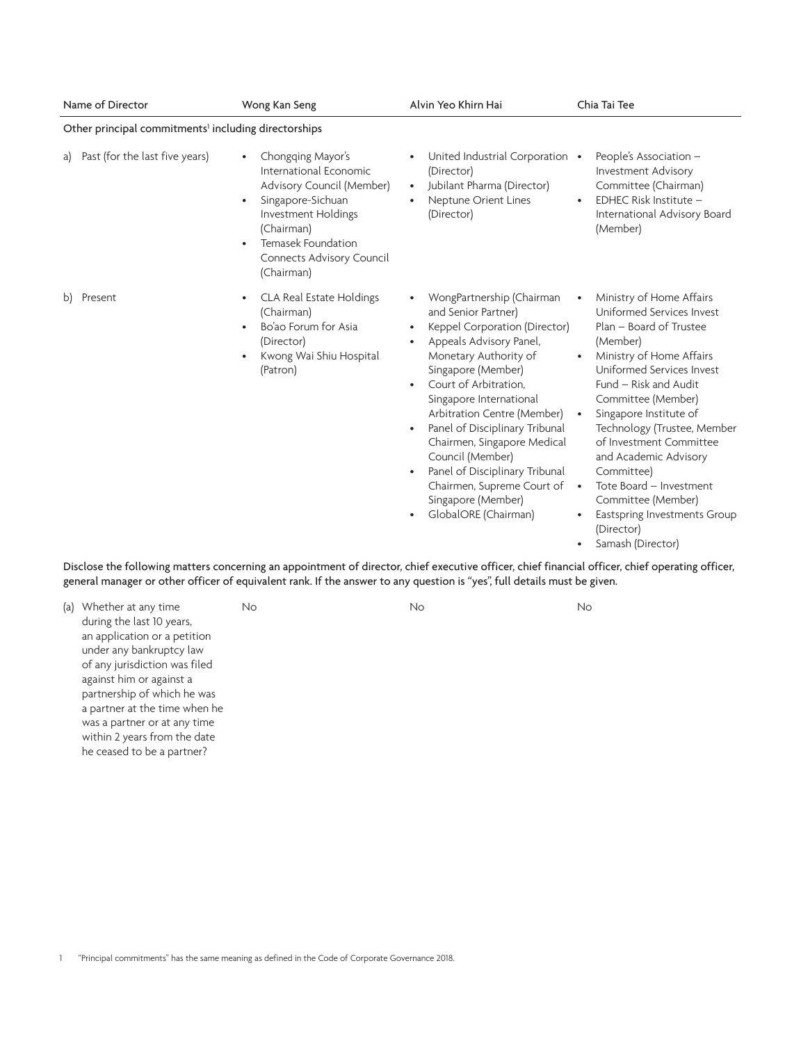| Name of Director | Wong Kan Seng | Alvin Yeo Khirn Hai | Chia Tai Tee |
|---|---|---|---|
| Other principal commitments[1] including directorships | | | |
| a) Past (for the last five years) | • Chongqing Mayor's International Economic Advisory Council (Member)<br>• Singapore-Sichuan Investment Holdings (Chairman)<br>• Temasek Foundation Connects Advisory Council (Chairman) | • United Industrial Corporation (Director)<br>• Jubilant Pharma (Director)<br>• Neptune Orient Lines (Director) | • People's Association – Investment Advisory Committee (Chairman)<br>• EDHEC Risk Institute – International Advisory Board (Member) |
| b) Present | • CLA Real Estate Holdings (Chairman)<br>• Bo'ao Forum for Asia (Director)<br>• Kwong Wai Shiu Hospital (Patron) | • WongPartnership (Chairman and Senior Partner)<br>• Keppel Corporation (Director)<br>• Appeals Advisory Panel, Monetary Authority of Singapore (Member)<br>• Court of Arbitration, Singapore International Arbitration Centre (Member)<br>• Panel of Disciplinary Tribunal Chairmen, Singapore Medical Council (Member)<br>• Panel of Disciplinary Tribunal Chairmen, Supreme Court of Singapore (Member)<br>• GlobalORE (Chairman) | • Ministry of Home Affairs Uniformed Services Invest Plan – Board of Trustee (Member)<br>• Ministry of Home Affairs Uniformed Services Invest Fund – Risk and Audit Committee (Member)<br>• Singapore Institute of Technology (Trustee, Member of Investment Committee and Academic Advisory Committee)<br>• Tote Board – Investment Committee (Member)<br>• Eastspring Investments Group (Director)<br>• Samash (Director) |

Disclose the following matters concerning an appointment of director, chief executive officer, chief financial officer, chief operating officer, general manager or other officer of equivalent rank. If the answer to any question is "yes", full details must be given.

| | Wong Kan Seng | Alvin Yeo Khirn Hai | Chia Tai Tee |
|---|---|---|---|
| (a) Whether at any time during the last 10 years, an application or a petition under any bankruptcy law of any jurisdiction was filed against him or against a partnership of which he was a partner at the time when he was a partner or at any time within 2 years from the date he ceased to be a partner? | No | No | No |

[1] "Principal commitments" has the same meaning as defined in the Code of Corporate Governance 2018.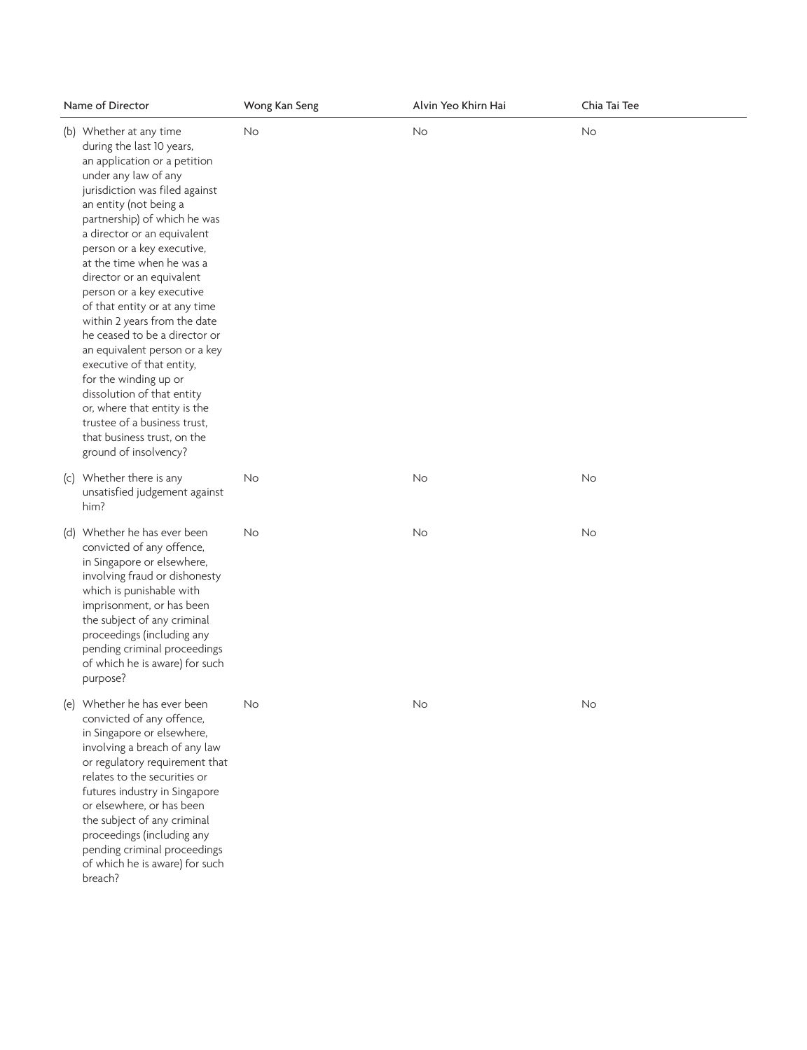| Name of Director | Wong Kan Seng | Alvin Yeo Khirn Hai | Chia Tai Tee |
|---|---|---|---|
| (b) Whether at any time during the last 10 years, an application or a petition under any law of any jurisdiction was filed against an entity (not being a partnership) of which he was a director or an equivalent person or a key executive, at the time when he was a director or an equivalent person or a key executive of that entity or at any time within 2 years from the date he ceased to be a director or an equivalent person or a key executive of that entity, for the winding up or dissolution of that entity or, where that entity is the trustee of a business trust, that business trust, on the ground of insolvency? | No | No | No |
| (c) Whether there is any unsatisfied judgement against him? | No | No | No |
| (d) Whether he has ever been convicted of any offence, in Singapore or elsewhere, involving fraud or dishonesty which is punishable with imprisonment, or has been the subject of any criminal proceedings (including any pending criminal proceedings of which he is aware) for such purpose? | No | No | No |
| (e) Whether he has ever been convicted of any offence, in Singapore or elsewhere, involving a breach of any law or regulatory requirement that relates to the securities or futures industry in Singapore or elsewhere, or has been the subject of any criminal proceedings (including any pending criminal proceedings of which he is aware) for such breach? | No | No | No |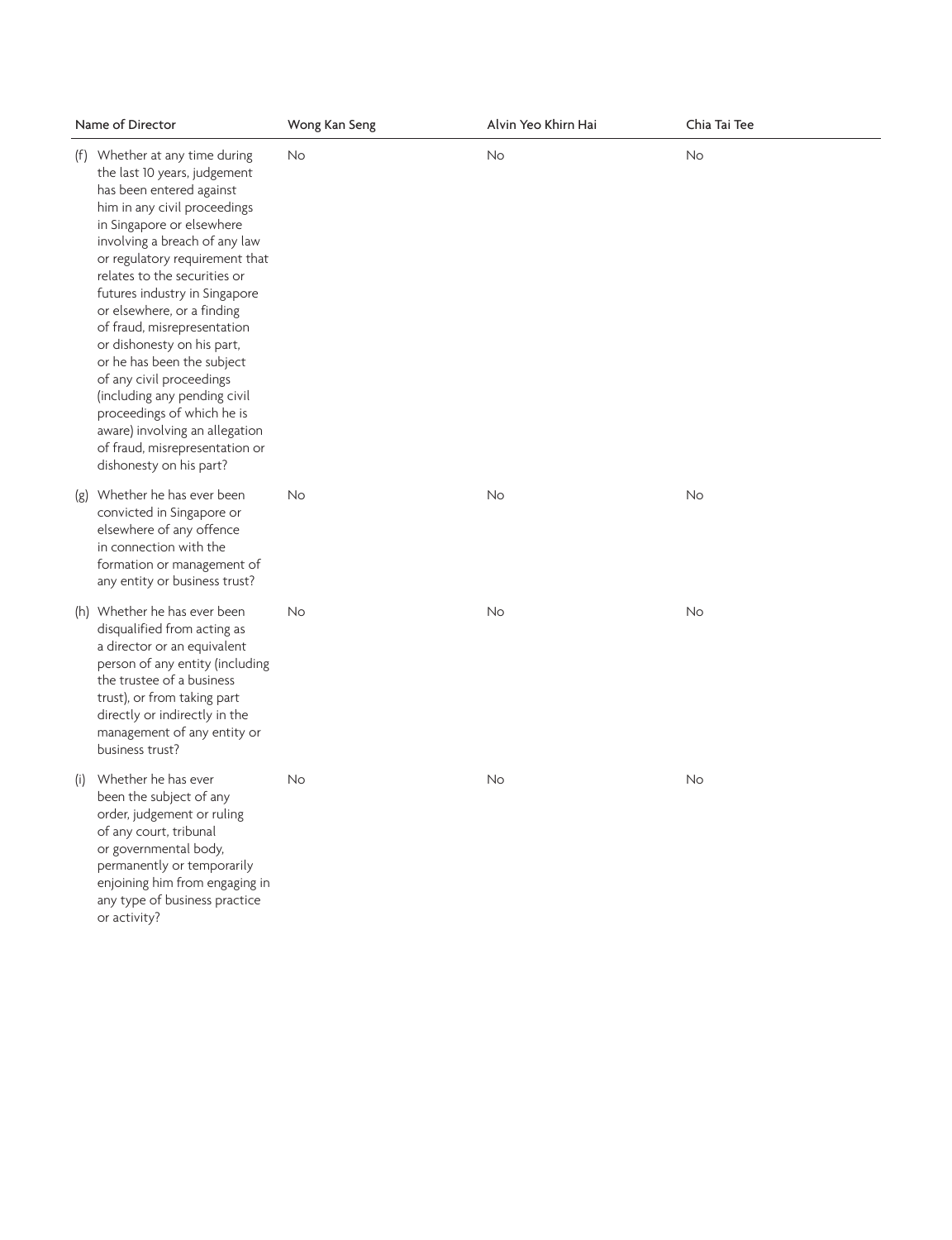| Name of Director | Wong Kan Seng | Alvin Yeo Khirn Hai | Chia Tai Tee |
|---|---|---|---|
| (f) Whether at any time during the last 10 years, judgement has been entered against him in any civil proceedings in Singapore or elsewhere involving a breach of any law or regulatory requirement that relates to the securities or futures industry in Singapore or elsewhere, or a finding of fraud, misrepresentation or dishonesty on his part, or he has been the subject of any civil proceedings (including any pending civil proceedings of which he is aware) involving an allegation of fraud, misrepresentation or dishonesty on his part? | No | No | No |
| (g) Whether he has ever been convicted in Singapore or elsewhere of any offence in connection with the formation or management of any entity or business trust? | No | No | No |
| (h) Whether he has ever been disqualified from acting as a director or an equivalent person of any entity (including the trustee of a business trust), or from taking part directly or indirectly in the management of any entity or business trust? | No | No | No |
| (i) Whether he has ever been the subject of any order, judgement or ruling of any court, tribunal or governmental body, permanently or temporarily enjoining him from engaging in any type of business practice or activity? | No | No | No |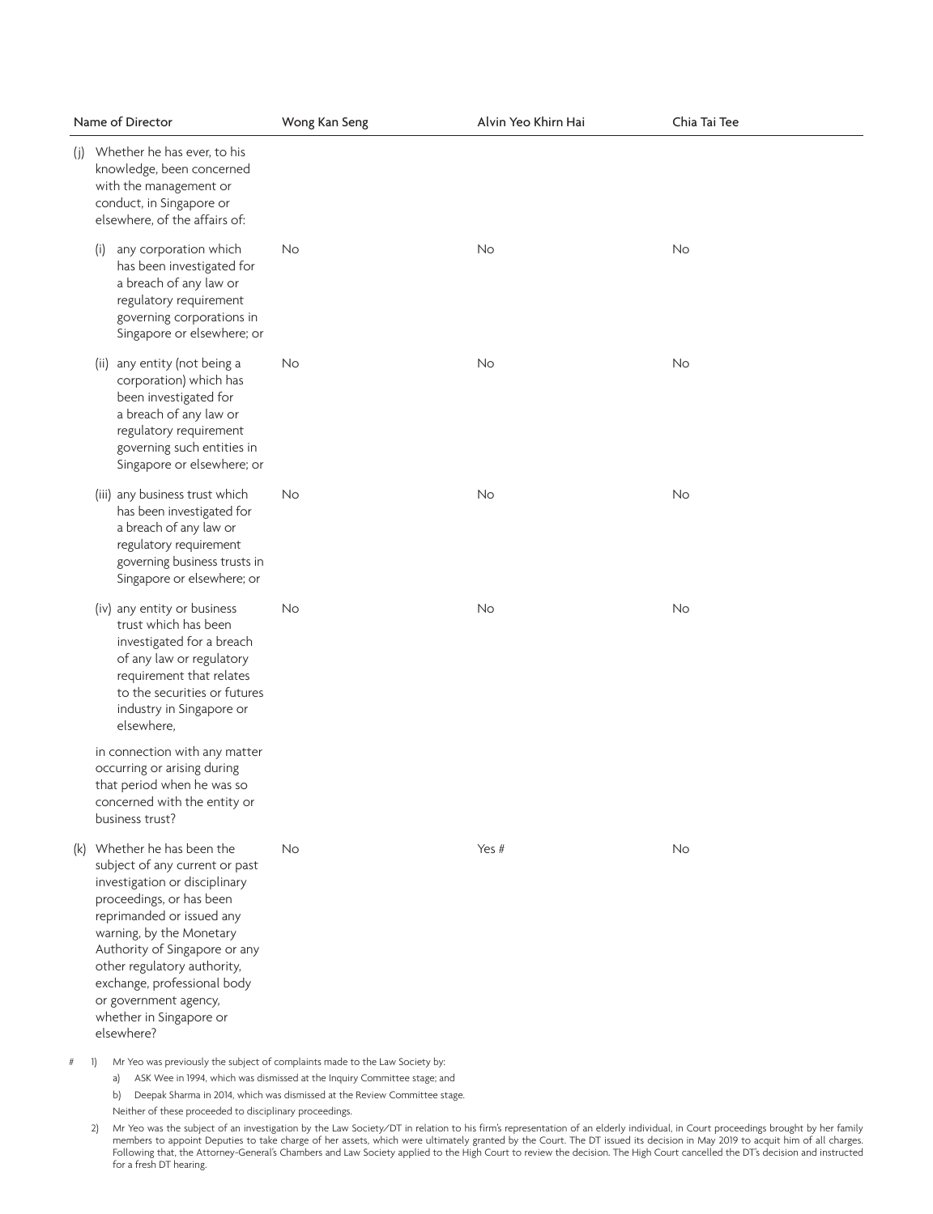| Name of Director | Wong Kan Seng | Alvin Yeo Khirn Hai | Chia Tai Tee |
|---|---|---|---|
| (j) Whether he has ever, to his knowledge, been concerned with the management or conduct, in Singapore or elsewhere, of the affairs of: | | | |
| (i) any corporation which has been investigated for a breach of any law or regulatory requirement governing corporations in Singapore or elsewhere; or | No | No | No |
| (ii) any entity (not being a corporation) which has been investigated for a breach of any law or regulatory requirement governing such entities in Singapore or elsewhere; or | No | No | No |
| (iii) any business trust which has been investigated for a breach of any law or regulatory requirement governing business trusts in Singapore or elsewhere; or | No | No | No |
| (iv) any entity or business trust which has been investigated for a breach of any law or regulatory requirement that relates to the securities or futures industry in Singapore or elsewhere, | No | No | No |
| in connection with any matter occurring or arising during that period when he was so concerned with the entity or business trust? | | | |
| (k) Whether he has been the subject of any current or past investigation or disciplinary proceedings, or has been reprimanded or issued any warning, by the Monetary Authority of Singapore or any other regulatory authority, exchange, professional body or government agency, whether in Singapore or elsewhere? | No | Yes # | No |

\# 1) Mr Yeo was previously the subject of complaints made to the Law Society by:

a) ASK Wee in 1994, which was dismissed at the Inquiry Committee stage; and

b) Deepak Sharma in 2014, which was dismissed at the Review Committee stage.

Neither of these proceeded to disciplinary proceedings.

2) Mr Yeo was the subject of an investigation by the Law Society/DT in relation to his firm's representation of an elderly individual, in Court proceedings brought by her family members to appoint Deputies to take charge of her assets, which were ultimately granted by the Court. The DT issued its decision in May 2019 to acquit him of all charges. Following that, the Attorney-General's Chambers and Law Society applied to the High Court to review the decision. The High Court cancelled the DT's decision and instructed for a fresh DT hearing.